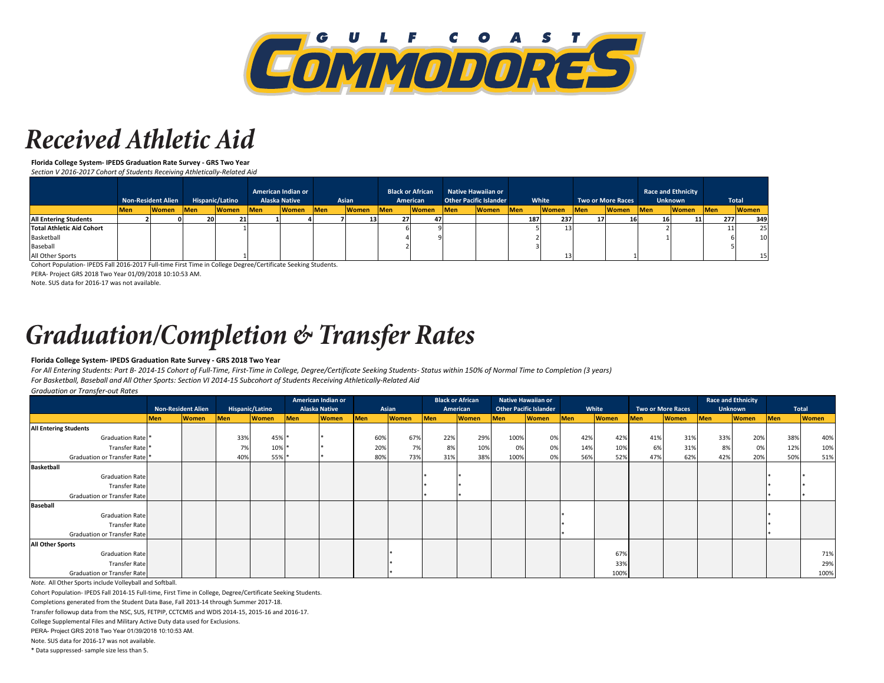GULF COAST COMMODORES

# Received Athletic Aid

**Florida College System- IPEDS Graduation Rate Survey - GRS Two Year**

*Section V 2016-2017 Cohort of Students Receiving Athletically-Related Aid*

| | Non-Resident Alien | | Hispanic/Latino | | American Indian or Alaska Native | | Asian | | Black or African American | | Native Hawaiian or Other Pacific Islander | | White | | Two or More Races | | Race and Ethnicity Unknown | | Total | |
|---|---|---|---|---|---|---|---|---|---|---|---|---|---|---|---|---|---|---|---|---|
| | Men | Women | Men | Women | Men | Women | Men | Women | Men | Women | Men | Women | Men | Women | Men | Women | Men | Women | Men | Women |
| **All Entering Students** | 2 | 0 | 20 | 21 | 1 | 4 | 7 | 13 | 27 | 47 | | | 187 | 237 | 17 | 16 | 16 | 11 | 277 | 349 |
| **Total Athletic Aid Cohort** | | | | 1 | | | | | 6 | 9 | | | 5 | 13 | | | 2 | | 11 | 25 |
| Basketball | | | | | | | | | 4 | 9 | | | 2 | | | | 1 | | 6 | 10 |
| Baseball | | | | | | | | | 2 | | | | 3 | | | | | | 5 | |
| All Other Sports | | | | 1 | | | | | | | | | | 13 | | 1 | | | | 15 |

Cohort Population- IPEDS Fall 2016-2017 Full-time First Time in College Degree/Certificate Seeking Students.

PERA- Project GRS 2018 Two Year 01/09/2018 10:10:53 AM.

Note. SUS data for 2016-17 was not available.

# Graduation/Completion & Transfer Rates

**Florida College System- IPEDS Graduation Rate Survey - GRS 2018 Two Year**

*For All Entering Students: Part B- 2014-15 Cohort of Full-Time, First-Time in College, Degree/Certificate Seeking Students- Status within 150% of Normal Time to Completion (3 years)*

*For Basketball, Baseball and All Other Sports: Section VI 2014-15 Subcohort of Students Receiving Athletically-Related Aid*

*Graduation or Transfer-out Rates*

| | Non-Resident Alien | | Hispanic/Latino | | American Indian or Alaska Native | | Asian | | Black or African American | | Native Hawaiian or Other Pacific Islander | | White | | Two or More Races | | Race and Ethnicity Unknown | | Total | |
|---|---|---|---|---|---|---|---|---|---|---|---|---|---|---|---|---|---|---|---|---|
| | Men | Women | Men | Women | Men | Women | Men | Women | Men | Women | Men | Women | Men | Women | Men | Women | Men | Women | Men | Women |
| **All Entering Students** | | | | | | | | | | | | | | | | | | | | |
| Graduation Rate | * | | 33% | 45% | * | * | 60% | 67% | 22% | 29% | 100% | 0% | 42% | 42% | 41% | 31% | 33% | 20% | 38% | 40% |
| Transfer Rate | * | | 7% | 10% | * | * | 20% | 7% | 8% | 10% | 0% | 0% | 14% | 10% | 6% | 31% | 8% | 0% | 12% | 10% |
| Graduation or Transfer Rate | * | | 40% | 55% | * | * | 80% | 73% | 31% | 38% | 100% | 0% | 56% | 52% | 47% | 62% | 42% | 20% | 50% | 51% |
| **Basketball** | | | | | | | | | | | | | | | | | | | | |
| Graduation Rate | | | | | | | | | * | * | | | | | | | | | * | * |
| Transfer Rate | | | | | | | | | * | * | | | | | | | | | * | * |
| Graduation or Transfer Rate | | | | | | | | | * | * | | | | | | | | | * | * |
| **Baseball** | | | | | | | | | | | | | | | | | | | | |
| Graduation Rate | | | | | | | | | | | | | * | | | | | | * | |
| Transfer Rate | | | | | | | | | | | | | * | | | | | | * | |
| Graduation or Transfer Rate | | | | | | | | | | | | | * | | | | | | * | |
| **All Other Sports** | | | | | | | | | | | | | | | | | | | | |
| Graduation Rate | | | | | | | | * | | | | | | 67% | | | | | | 71% |
| Transfer Rate | | | | | | | | * | | | | | | 33% | | | | | | 29% |
| Graduation or Transfer Rate | | | | | | | | * | | | | | | 100% | | | | | | 100% |

*Note.* All Other Sports include Volleyball and Softball.

Cohort Population- IPEDS Fall 2014-15 Full-time, First Time in College, Degree/Certificate Seeking Students.

Completions generated from the Student Data Base, Fall 2013-14 through Summer 2017-18.

Transfer followup data from the NSC, SUS, FETPIP, CCTCMIS and WDIS 2014-15, 2015-16 and 2016-17.

College Supplemental Files and Military Active Duty data used for Exclusions.

PERA- Project GRS 2018 Two Year 01/39/2018 10:10:53 AM.

Note. SUS data for 2016-17 was not available.

* Data suppressed- sample size less than 5.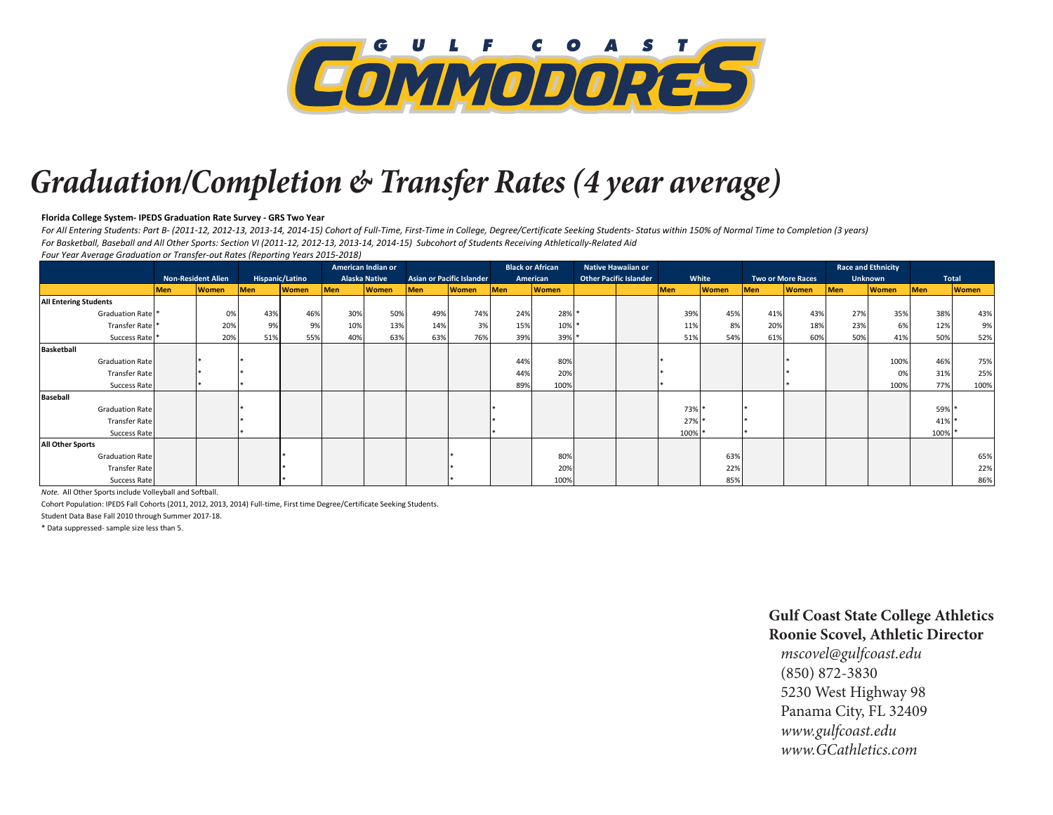GULF COAST COMMODORES

# Graduation/Completion & Transfer Rates (4 year average)

**Florida College System- IPEDS Graduation Rate Survey - GRS Two Year**

*For All Entering Students: Part B- (2011-12, 2012-13, 2013-14, 2014-15) Cohort of Full-Time, First-Time in College, Degree/Certificate Seeking Students- Status within 150% of Normal Time to Completion (3 years)*

*For Basketball, Baseball and All Other Sports: Section VI (2011-12, 2012-13, 2013-14, 2014-15) Subcohort of Students Receiving Athletically-Related Aid*

*Four Year Average Graduation or Transfer-out Rates (Reporting Years 2015-2018)*

| | Non-Resident Alien | | Hispanic/Latino | | American Indian or Alaska Native | | Asian or Pacific Islander | | Black or African American | | Native Hawaiian or Other Pacific Islander | | White | | Two or More Races | | Race and Ethnicity Unknown | | Total | |
|---|---|---|---|---|---|---|---|---|---|---|---|---|---|---|---|---|---|---|---|---|
| | Men | Women | Men | Women | Men | Women | Men | Women | Men | Women | Men | Women | Men | Women | Men | Women | Men | Women | Men | Women |
| **All Entering Students** | | | | | | | | | | | | | | | | | | | | |
| Graduation Rate | * | 0% | 43% | 46% | 30% | 50% | 49% | 74% | 24% | 28% | * | | 39% | 45% | 41% | 43% | 27% | 35% | 38% | 43% |
| Transfer Rate | * | 20% | 9% | 9% | 10% | 13% | 14% | 3% | 15% | 10% | * | | 11% | 8% | 20% | 18% | 23% | 6% | 12% | 9% |
| Success Rate | * | 20% | 51% | 55% | 40% | 63% | 63% | 76% | 39% | 39% | * | | 51% | 54% | 61% | 60% | 50% | 41% | 50% | 52% |
| **Basketball** | | | | | | | | | | | | | | | | | | | | |
| Graduation Rate | | * | * | | | | | | 44% | 80% | | | * | | | * | | 100% | 46% | 75% |
| Transfer Rate | | * | * | | | | | | 44% | 20% | | | * | | | * | | 0% | 31% | 25% |
| Success Rate | | * | * | | | | | | 89% | 100% | | | * | | | * | | 100% | 77% | 100% |
| **Baseball** | | | | | | | | | | | | | | | | | | | | |
| Graduation Rate | | | * | | | | | | * | | | | 73% | * | * | | | | 59% | * |
| Transfer Rate | | | * | | | | | | * | | | | 27% | * | * | | | | 41% | * |
| Success Rate | | | * | | | | | | * | | | | 100% | * | * | | | | 100% | * |
| **All Other Sports** | | | | | | | | | | | | | | | | | | | | |
| Graduation Rate | | | | * | | | | * | | 80% | | | | 63% | | | | | | 65% |
| Transfer Rate | | | | * | | | | * | | 20% | | | | 22% | | | | | | 22% |
| Success Rate | | | | * | | | | * | | 100% | | | | 85% | | | | | | 86% |

*Note.* All Other Sports include Volleyball and Softball.

Cohort Population: IPEDS Fall Cohorts (2011, 2012, 2013, 2014) Full-time, First time Degree/Certificate Seeking Students.

Student Data Base Fall 2010 through Summer 2017-18.

* Data suppressed- sample size less than 5.

**Gulf Coast State College Athletics**
**Roonie Scovel, Athletic Director**
*mscovel@gulfcoast.edu*
(850) 872-3830
5230 West Highway 98
Panama City, FL 32409
*www.gulfcoast.edu*
*www.GCathletics.com*